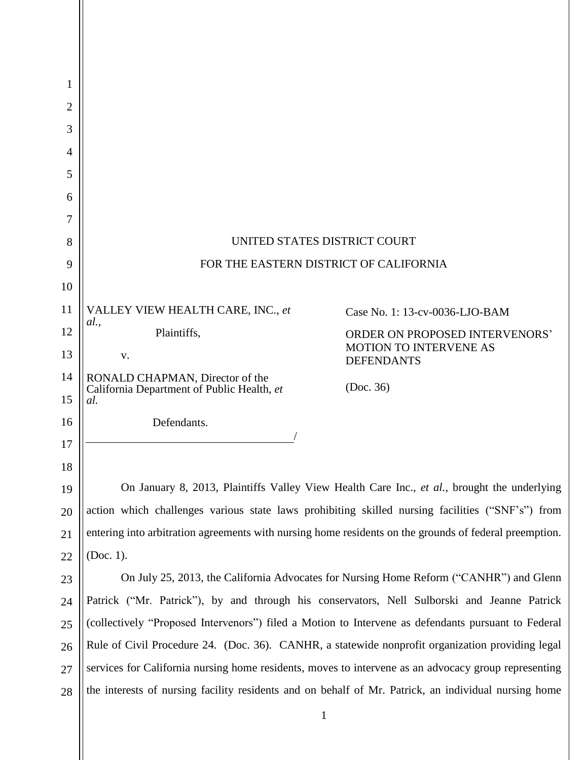UNITED STATES DISTRICT COURT

FOR THE EASTERN DISTRICT OF CALIFORNIA

| | |
|---|---|
| VALLEY VIEW HEALTH CARE, INC., *et al.*,<br>Plaintiffs,<br><br>v.<br><br>RONALD CHAPMAN, Director of the California Department of Public Health, *et al.*<br><br>Defendants.<br>/ | Case No. 1: 13-cv-0036-LJO-BAM<br><br>ORDER ON PROPOSED INTERVENORS' MOTION TO INTERVENE AS DEFENDANTS<br><br>(Doc. 36) |

On January 8, 2013, Plaintiffs Valley View Health Care Inc., *et al.*, brought the underlying action which challenges various state laws prohibiting skilled nursing facilities ("SNF's") from entering into arbitration agreements with nursing home residents on the grounds of federal preemption. (Doc. 1).

On July 25, 2013, the California Advocates for Nursing Home Reform ("CANHR") and Glenn Patrick ("Mr. Patrick"), by and through his conservators, Nell Sulborski and Jeanne Patrick (collectively "Proposed Intervenors") filed a Motion to Intervene as defendants pursuant to Federal Rule of Civil Procedure 24. (Doc. 36). CANHR, a statewide nonprofit organization providing legal services for California nursing home residents, moves to intervene as an advocacy group representing the interests of nursing facility residents and on behalf of Mr. Patrick, an individual nursing home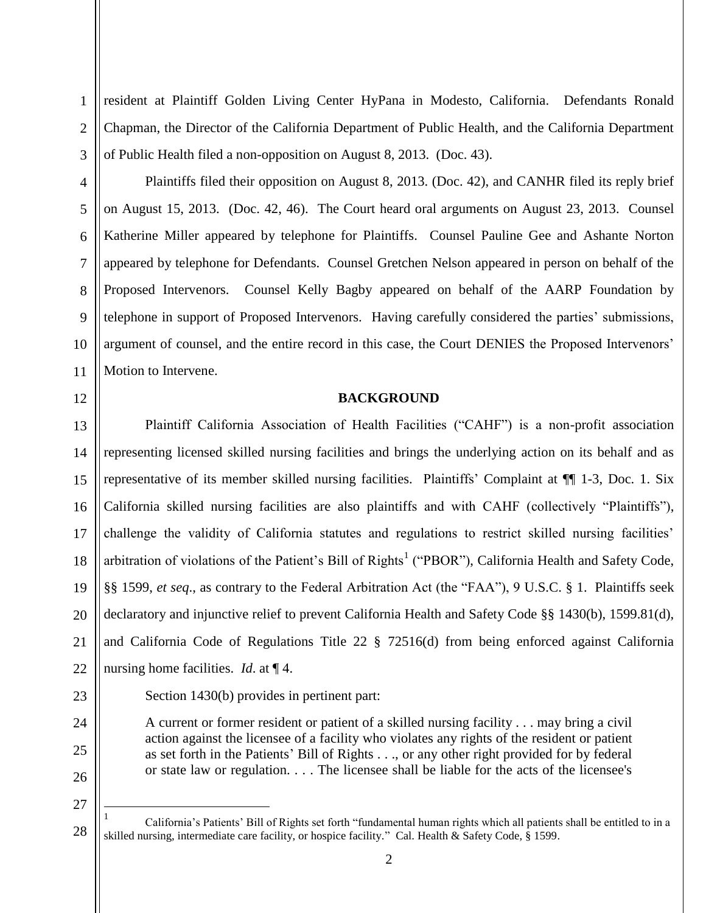resident at Plaintiff Golden Living Center HyPana in Modesto, California. Defendants Ronald Chapman, the Director of the California Department of Public Health, and the California Department of Public Health filed a non-opposition on August 8, 2013. (Doc. 43).

Plaintiffs filed their opposition on August 8, 2013. (Doc. 42), and CANHR filed its reply brief on August 15, 2013. (Doc. 42, 46). The Court heard oral arguments on August 23, 2013. Counsel Katherine Miller appeared by telephone for Plaintiffs. Counsel Pauline Gee and Ashante Norton appeared by telephone for Defendants. Counsel Gretchen Nelson appeared in person on behalf of the Proposed Intervenors. Counsel Kelly Bagby appeared on behalf of the AARP Foundation by telephone in support of Proposed Intervenors. Having carefully considered the parties' submissions, argument of counsel, and the entire record in this case, the Court DENIES the Proposed Intervenors' Motion to Intervene.

**BACKGROUND**

Plaintiff California Association of Health Facilities ("CAHF") is a non-profit association representing licensed skilled nursing facilities and brings the underlying action on its behalf and as representative of its member skilled nursing facilities. Plaintiffs' Complaint at ¶¶ 1-3, Doc. 1. Six California skilled nursing facilities are also plaintiffs and with CAHF (collectively "Plaintiffs"), challenge the validity of California statutes and regulations to restrict skilled nursing facilities' arbitration of violations of the Patient's Bill of Rights[1] ("PBOR"), California Health and Safety Code, §§ 1599, *et seq*., as contrary to the Federal Arbitration Act (the "FAA"), 9 U.S.C. § 1. Plaintiffs seek declaratory and injunctive relief to prevent California Health and Safety Code §§ 1430(b), 1599.81(d), and California Code of Regulations Title 22 § 72516(d) from being enforced against California nursing home facilities. *Id*. at ¶ 4.

Section 1430(b) provides in pertinent part:

> A current or former resident or patient of a skilled nursing facility . . . may bring a civil action against the licensee of a facility who violates any rights of the resident or patient as set forth in the Patients' Bill of Rights . . ., or any other right provided for by federal or state law or regulation. . . . The licensee shall be liable for the acts of the licensee's

[1] California's Patients' Bill of Rights set forth "fundamental human rights which all patients shall be entitled to in a skilled nursing, intermediate care facility, or hospice facility." Cal. Health & Safety Code, § 1599.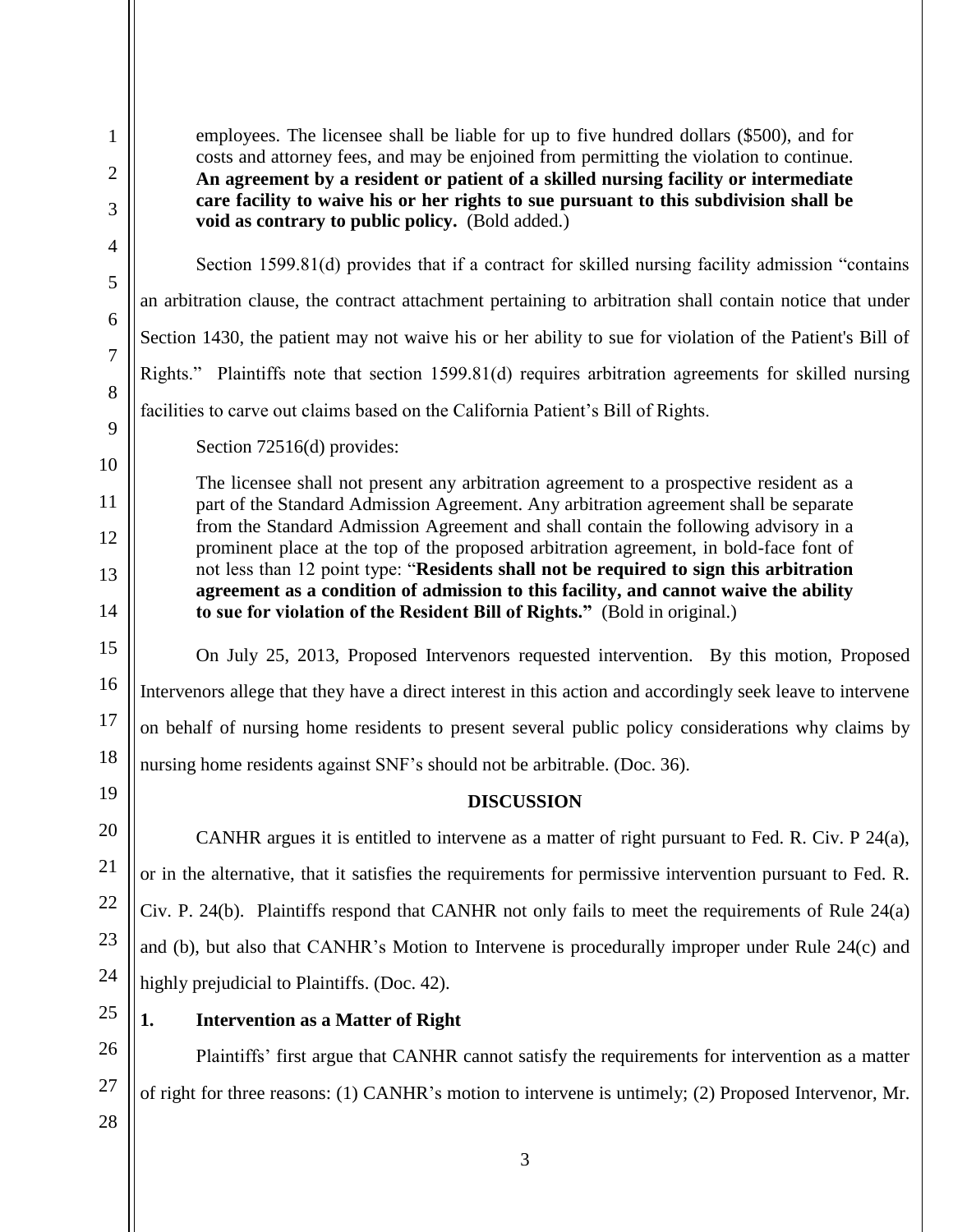> employees. The licensee shall be liable for up to five hundred dollars ($500), and for costs and attorney fees, and may be enjoined from permitting the violation to continue. **An agreement by a resident or patient of a skilled nursing facility or intermediate care facility to waive his or her rights to sue pursuant to this subdivision shall be void as contrary to public policy.** (Bold added.)

Section 1599.81(d) provides that if a contract for skilled nursing facility admission "contains an arbitration clause, the contract attachment pertaining to arbitration shall contain notice that under Section 1430, the patient may not waive his or her ability to sue for violation of the Patient's Bill of Rights." Plaintiffs note that section 1599.81(d) requires arbitration agreements for skilled nursing facilities to carve out claims based on the California Patient's Bill of Rights.

Section 72516(d) provides:

> The licensee shall not present any arbitration agreement to a prospective resident as a part of the Standard Admission Agreement. Any arbitration agreement shall be separate from the Standard Admission Agreement and shall contain the following advisory in a prominent place at the top of the proposed arbitration agreement, in bold-face font of not less than 12 point type: "**Residents shall not be required to sign this arbitration agreement as a condition of admission to this facility, and cannot waive the ability to sue for violation of the Resident Bill of Rights.**" (Bold in original.)

On July 25, 2013, Proposed Intervenors requested intervention. By this motion, Proposed Intervenors allege that they have a direct interest in this action and accordingly seek leave to intervene on behalf of nursing home residents to present several public policy considerations why claims by nursing home residents against SNF's should not be arbitrable. (Doc. 36).

## DISCUSSION

CANHR argues it is entitled to intervene as a matter of right pursuant to Fed. R. Civ. P 24(a), or in the alternative, that it satisfies the requirements for permissive intervention pursuant to Fed. R. Civ. P. 24(b). Plaintiffs respond that CANHR not only fails to meet the requirements of Rule 24(a) and (b), but also that CANHR's Motion to Intervene is procedurally improper under Rule 24(c) and highly prejudicial to Plaintiffs. (Doc. 42).

### 1. Intervention as a Matter of Right

Plaintiffs' first argue that CANHR cannot satisfy the requirements for intervention as a matter of right for three reasons: (1) CANHR's motion to intervene is untimely; (2) Proposed Intervenor, Mr.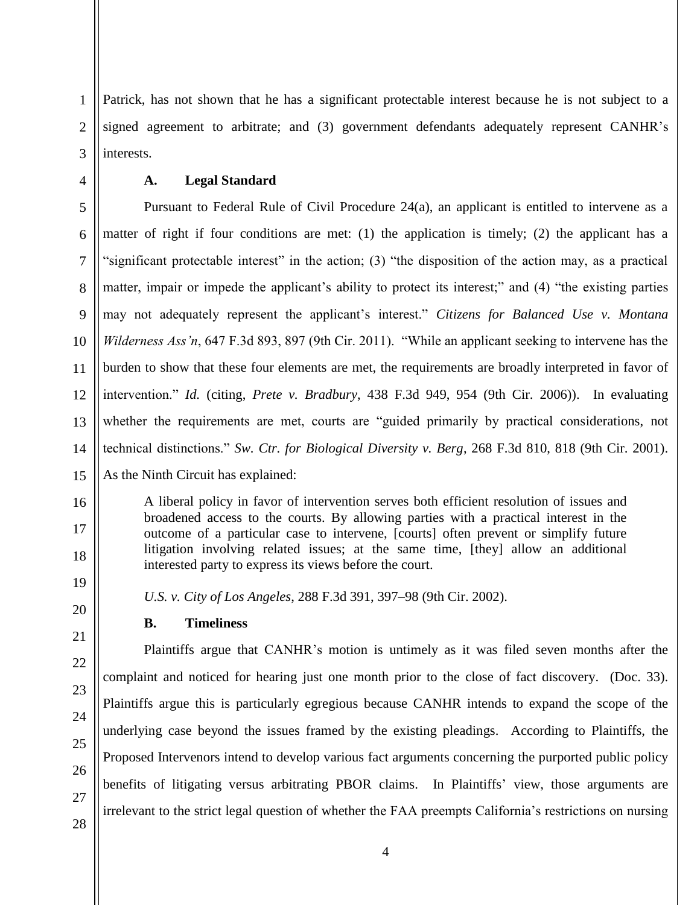Patrick, has not shown that he has a significant protectable interest because he is not subject to a signed agreement to arbitrate; and (3) government defendants adequately represent CANHR's interests.

### A. Legal Standard

Pursuant to Federal Rule of Civil Procedure 24(a), an applicant is entitled to intervene as a matter of right if four conditions are met: (1) the application is timely; (2) the applicant has a "significant protectable interest" in the action; (3) "the disposition of the action may, as a practical matter, impair or impede the applicant's ability to protect its interest;" and (4) "the existing parties may not adequately represent the applicant's interest." *Citizens for Balanced Use v. Montana Wilderness Ass'n*, 647 F.3d 893, 897 (9th Cir. 2011). "While an applicant seeking to intervene has the burden to show that these four elements are met, the requirements are broadly interpreted in favor of intervention." *Id.* (citing, *Prete v. Bradbury*, 438 F.3d 949, 954 (9th Cir. 2006)). In evaluating whether the requirements are met, courts are "guided primarily by practical considerations, not technical distinctions." *Sw. Ctr. for Biological Diversity v. Berg*, 268 F.3d 810, 818 (9th Cir. 2001). As the Ninth Circuit has explained:

> A liberal policy in favor of intervention serves both efficient resolution of issues and broadened access to the courts. By allowing parties with a practical interest in the outcome of a particular case to intervene, [courts] often prevent or simplify future litigation involving related issues; at the same time, [they] allow an additional interested party to express its views before the court.

*U.S. v. City of Los Angeles*, 288 F.3d 391, 397–98 (9th Cir. 2002).

### B. Timeliness

Plaintiffs argue that CANHR's motion is untimely as it was filed seven months after the complaint and noticed for hearing just one month prior to the close of fact discovery. (Doc. 33). Plaintiffs argue this is particularly egregious because CANHR intends to expand the scope of the underlying case beyond the issues framed by the existing pleadings. According to Plaintiffs, the Proposed Intervenors intend to develop various fact arguments concerning the purported public policy benefits of litigating versus arbitrating PBOR claims. In Plaintiffs' view, those arguments are irrelevant to the strict legal question of whether the FAA preempts California's restrictions on nursing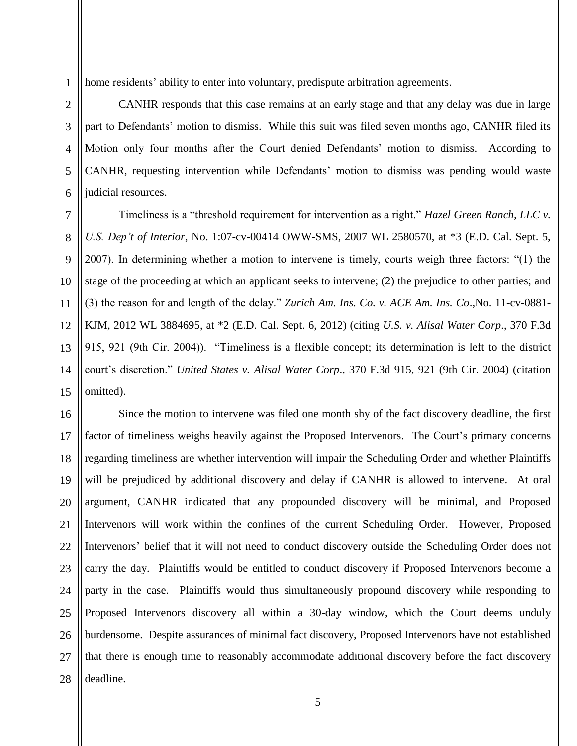home residents' ability to enter into voluntary, predispute arbitration agreements.

CANHR responds that this case remains at an early stage and that any delay was due in large part to Defendants' motion to dismiss. While this suit was filed seven months ago, CANHR filed its Motion only four months after the Court denied Defendants' motion to dismiss. According to CANHR, requesting intervention while Defendants' motion to dismiss was pending would waste judicial resources.

Timeliness is a "threshold requirement for intervention as a right." *Hazel Green Ranch, LLC v. U.S. Dep't of Interior*, No. 1:07-cv-00414 OWW-SMS, 2007 WL 2580570, at *3 (E.D. Cal. Sept. 5, 2007). In determining whether a motion to intervene is timely, courts weigh three factors: "(1) the stage of the proceeding at which an applicant seeks to intervene; (2) the prejudice to other parties; and (3) the reason for and length of the delay." *Zurich Am. Ins. Co. v. ACE Am. Ins. Co*.,No. 11-cv-0881-KJM, 2012 WL 3884695, at *2 (E.D. Cal. Sept. 6, 2012) (citing *U.S. v. Alisal Water Corp*., 370 F.3d 915, 921 (9th Cir. 2004)). "Timeliness is a flexible concept; its determination is left to the district court's discretion." *United States v. Alisal Water Corp*., 370 F.3d 915, 921 (9th Cir. 2004) (citation omitted).

Since the motion to intervene was filed one month shy of the fact discovery deadline, the first factor of timeliness weighs heavily against the Proposed Intervenors. The Court's primary concerns regarding timeliness are whether intervention will impair the Scheduling Order and whether Plaintiffs will be prejudiced by additional discovery and delay if CANHR is allowed to intervene. At oral argument, CANHR indicated that any propounded discovery will be minimal, and Proposed Intervenors will work within the confines of the current Scheduling Order. However, Proposed Intervenors' belief that it will not need to conduct discovery outside the Scheduling Order does not carry the day. Plaintiffs would be entitled to conduct discovery if Proposed Intervenors become a party in the case. Plaintiffs would thus simultaneously propound discovery while responding to Proposed Intervenors discovery all within a 30-day window, which the Court deems unduly burdensome. Despite assurances of minimal fact discovery, Proposed Intervenors have not established that there is enough time to reasonably accommodate additional discovery before the fact discovery deadline.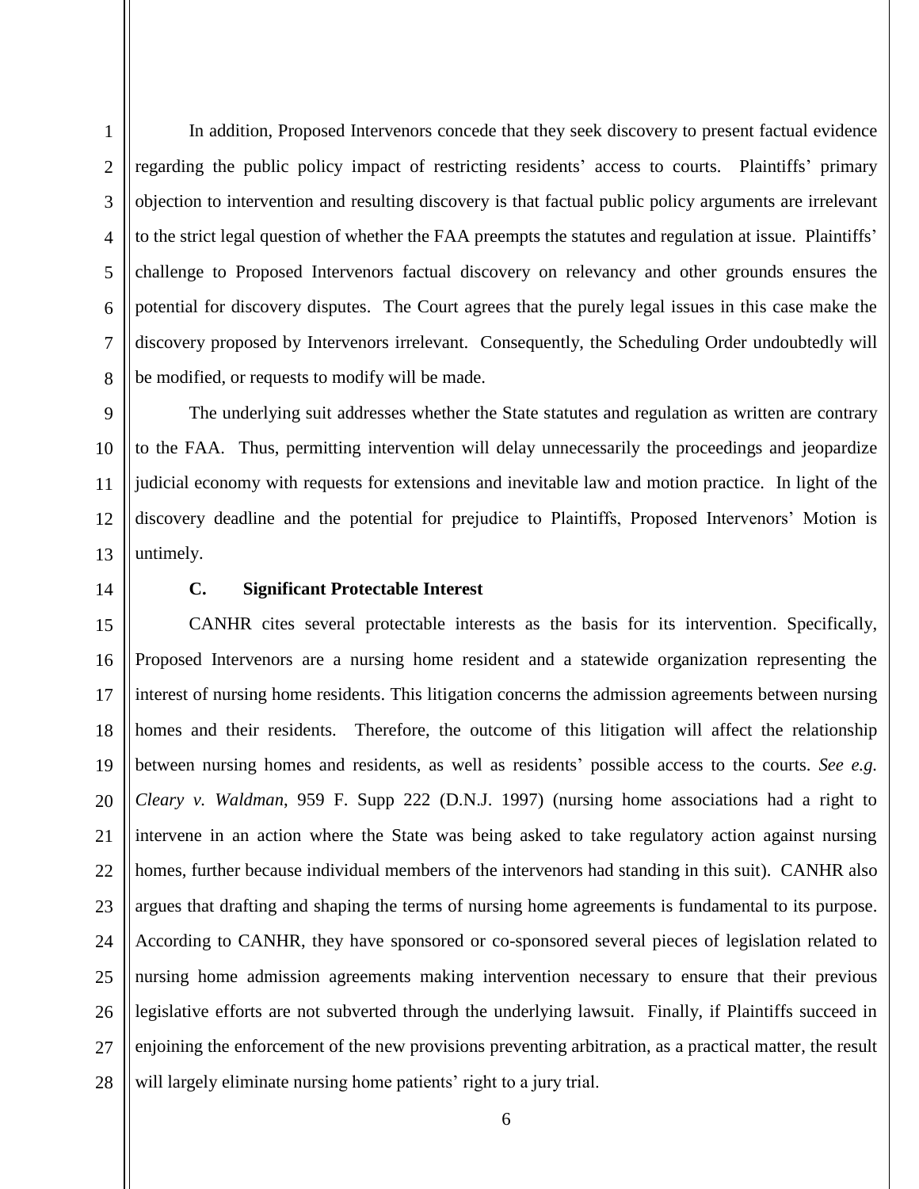In addition, Proposed Intervenors concede that they seek discovery to present factual evidence regarding the public policy impact of restricting residents' access to courts. Plaintiffs' primary objection to intervention and resulting discovery is that factual public policy arguments are irrelevant to the strict legal question of whether the FAA preempts the statutes and regulation at issue. Plaintiffs' challenge to Proposed Intervenors factual discovery on relevancy and other grounds ensures the potential for discovery disputes. The Court agrees that the purely legal issues in this case make the discovery proposed by Intervenors irrelevant. Consequently, the Scheduling Order undoubtedly will be modified, or requests to modify will be made.

The underlying suit addresses whether the State statutes and regulation as written are contrary to the FAA. Thus, permitting intervention will delay unnecessarily the proceedings and jeopardize judicial economy with requests for extensions and inevitable law and motion practice. In light of the discovery deadline and the potential for prejudice to Plaintiffs, Proposed Intervenors' Motion is untimely.

### C. Significant Protectable Interest

CANHR cites several protectable interests as the basis for its intervention. Specifically, Proposed Intervenors are a nursing home resident and a statewide organization representing the interest of nursing home residents. This litigation concerns the admission agreements between nursing homes and their residents. Therefore, the outcome of this litigation will affect the relationship between nursing homes and residents, as well as residents' possible access to the courts. *See e.g. Cleary v. Waldman*, 959 F. Supp 222 (D.N.J. 1997) (nursing home associations had a right to intervene in an action where the State was being asked to take regulatory action against nursing homes, further because individual members of the intervenors had standing in this suit). CANHR also argues that drafting and shaping the terms of nursing home agreements is fundamental to its purpose. According to CANHR, they have sponsored or co-sponsored several pieces of legislation related to nursing home admission agreements making intervention necessary to ensure that their previous legislative efforts are not subverted through the underlying lawsuit. Finally, if Plaintiffs succeed in enjoining the enforcement of the new provisions preventing arbitration, as a practical matter, the result will largely eliminate nursing home patients' right to a jury trial.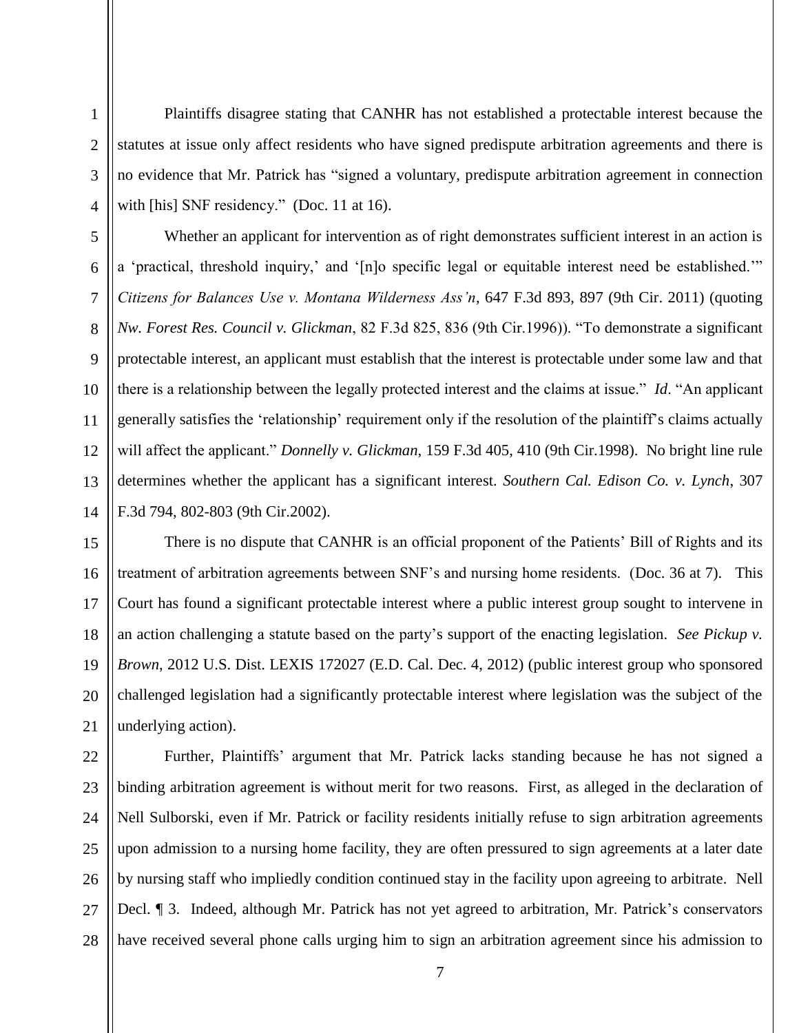Plaintiffs disagree stating that CANHR has not established a protectable interest because the statutes at issue only affect residents who have signed predispute arbitration agreements and there is no evidence that Mr. Patrick has "signed a voluntary, predispute arbitration agreement in connection with [his] SNF residency." (Doc. 11 at 16).

Whether an applicant for intervention as of right demonstrates sufficient interest in an action is a 'practical, threshold inquiry,' and '[n]o specific legal or equitable interest need be established.'" *Citizens for Balances Use v. Montana Wilderness Ass'n*, 647 F.3d 893, 897 (9th Cir. 2011) (quoting *Nw. Forest Res. Council v. Glickman*, 82 F.3d 825, 836 (9th Cir.1996)). "To demonstrate a significant protectable interest, an applicant must establish that the interest is protectable under some law and that there is a relationship between the legally protected interest and the claims at issue." *Id*. "An applicant generally satisfies the 'relationship' requirement only if the resolution of the plaintiff's claims actually will affect the applicant." *Donnelly v. Glickman*, 159 F.3d 405, 410 (9th Cir.1998). No bright line rule determines whether the applicant has a significant interest. *Southern Cal. Edison Co. v. Lynch*, 307 F.3d 794, 802-803 (9th Cir.2002).

There is no dispute that CANHR is an official proponent of the Patients' Bill of Rights and its treatment of arbitration agreements between SNF's and nursing home residents. (Doc. 36 at 7). This Court has found a significant protectable interest where a public interest group sought to intervene in an action challenging a statute based on the party's support of the enacting legislation. *See Pickup v. Brown*, 2012 U.S. Dist. LEXIS 172027 (E.D. Cal. Dec. 4, 2012) (public interest group who sponsored challenged legislation had a significantly protectable interest where legislation was the subject of the underlying action).

Further, Plaintiffs' argument that Mr. Patrick lacks standing because he has not signed a binding arbitration agreement is without merit for two reasons. First, as alleged in the declaration of Nell Sulborski, even if Mr. Patrick or facility residents initially refuse to sign arbitration agreements upon admission to a nursing home facility, they are often pressured to sign agreements at a later date by nursing staff who impliedly condition continued stay in the facility upon agreeing to arbitrate. Nell Decl. ¶ 3. Indeed, although Mr. Patrick has not yet agreed to arbitration, Mr. Patrick's conservators have received several phone calls urging him to sign an arbitration agreement since his admission to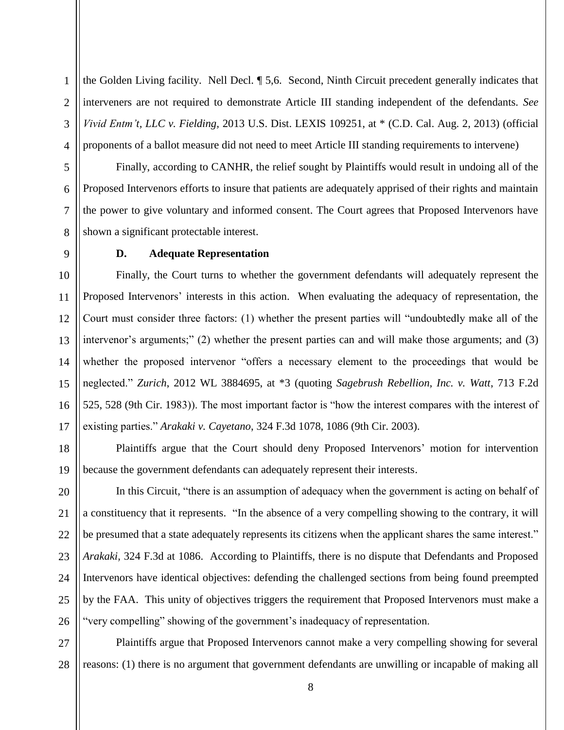the Golden Living facility. Nell Decl. ¶ 5,6. Second, Ninth Circuit precedent generally indicates that interveners are not required to demonstrate Article III standing independent of the defendants. *See Vivid Entm't, LLC v. Fielding*, 2013 U.S. Dist. LEXIS 109251, at * (C.D. Cal. Aug. 2, 2013) (official proponents of a ballot measure did not need to meet Article III standing requirements to intervene)

Finally, according to CANHR, the relief sought by Plaintiffs would result in undoing all of the Proposed Intervenors efforts to insure that patients are adequately apprised of their rights and maintain the power to give voluntary and informed consent. The Court agrees that Proposed Intervenors have shown a significant protectable interest.

**D. Adequate Representation**

Finally, the Court turns to whether the government defendants will adequately represent the Proposed Intervenors' interests in this action. When evaluating the adequacy of representation, the Court must consider three factors: (1) whether the present parties will "undoubtedly make all of the intervenor's arguments;" (2) whether the present parties can and will make those arguments; and (3) whether the proposed intervenor "offers a necessary element to the proceedings that would be neglected." *Zurich*, 2012 WL 3884695, at *3 (quoting *Sagebrush Rebellion, Inc. v. Watt*, 713 F.2d 525, 528 (9th Cir. 1983)). The most important factor is "how the interest compares with the interest of existing parties." *Arakaki v. Cayetano*, 324 F.3d 1078, 1086 (9th Cir. 2003).

Plaintiffs argue that the Court should deny Proposed Intervenors' motion for intervention because the government defendants can adequately represent their interests.

In this Circuit, "there is an assumption of adequacy when the government is acting on behalf of a constituency that it represents. "In the absence of a very compelling showing to the contrary, it will be presumed that a state adequately represents its citizens when the applicant shares the same interest." *Arakaki*, 324 F.3d at 1086. According to Plaintiffs, there is no dispute that Defendants and Proposed Intervenors have identical objectives: defending the challenged sections from being found preempted by the FAA. This unity of objectives triggers the requirement that Proposed Intervenors must make a "very compelling" showing of the government's inadequacy of representation.

Plaintiffs argue that Proposed Intervenors cannot make a very compelling showing for several reasons: (1) there is no argument that government defendants are unwilling or incapable of making all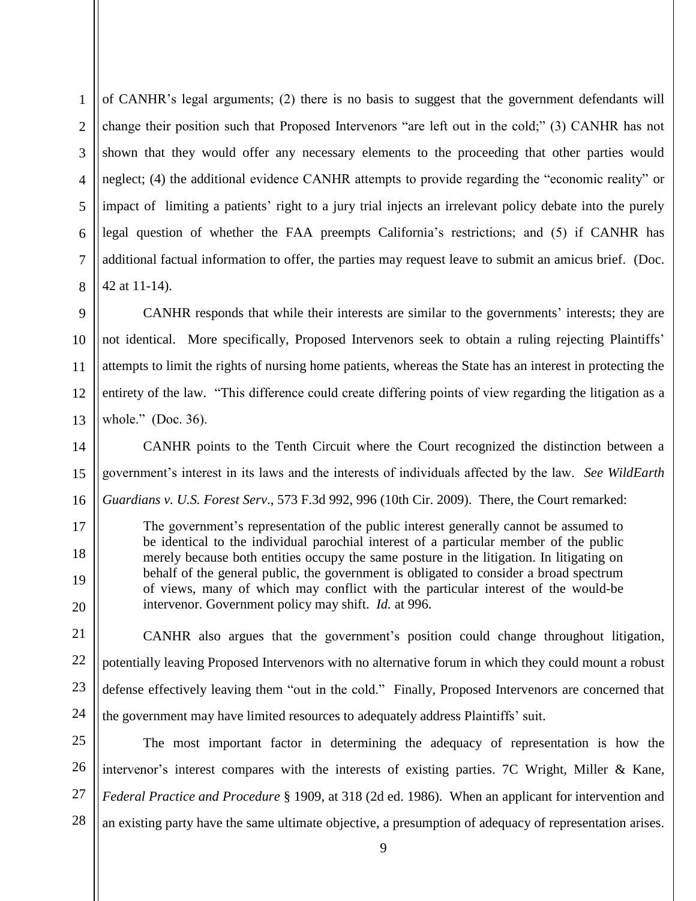of CANHR's legal arguments; (2) there is no basis to suggest that the government defendants will change their position such that Proposed Intervenors "are left out in the cold;" (3) CANHR has not shown that they would offer any necessary elements to the proceeding that other parties would neglect; (4) the additional evidence CANHR attempts to provide regarding the "economic reality" or impact of limiting a patients' right to a jury trial injects an irrelevant policy debate into the purely legal question of whether the FAA preempts California's restrictions; and (5) if CANHR has additional factual information to offer, the parties may request leave to submit an amicus brief. (Doc. 42 at 11-14).

CANHR responds that while their interests are similar to the governments' interests; they are not identical. More specifically, Proposed Intervenors seek to obtain a ruling rejecting Plaintiffs' attempts to limit the rights of nursing home patients, whereas the State has an interest in protecting the entirety of the law. "This difference could create differing points of view regarding the litigation as a whole." (Doc. 36).

CANHR points to the Tenth Circuit where the Court recognized the distinction between a government's interest in its laws and the interests of individuals affected by the law. *See WildEarth Guardians v. U.S. Forest Serv*., 573 F.3d 992, 996 (10th Cir. 2009). There, the Court remarked:

> The government's representation of the public interest generally cannot be assumed to be identical to the individual parochial interest of a particular member of the public merely because both entities occupy the same posture in the litigation. In litigating on behalf of the general public, the government is obligated to consider a broad spectrum of views, many of which may conflict with the particular interest of the would-be intervenor. Government policy may shift. *Id.* at 996.

CANHR also argues that the government's position could change throughout litigation, potentially leaving Proposed Intervenors with no alternative forum in which they could mount a robust defense effectively leaving them "out in the cold." Finally, Proposed Intervenors are concerned that the government may have limited resources to adequately address Plaintiffs' suit.

The most important factor in determining the adequacy of representation is how the intervenor's interest compares with the interests of existing parties. 7C Wright, Miller & Kane, *Federal Practice and Procedure* § 1909, at 318 (2d ed. 1986). When an applicant for intervention and an existing party have the same ultimate objective, a presumption of adequacy of representation arises.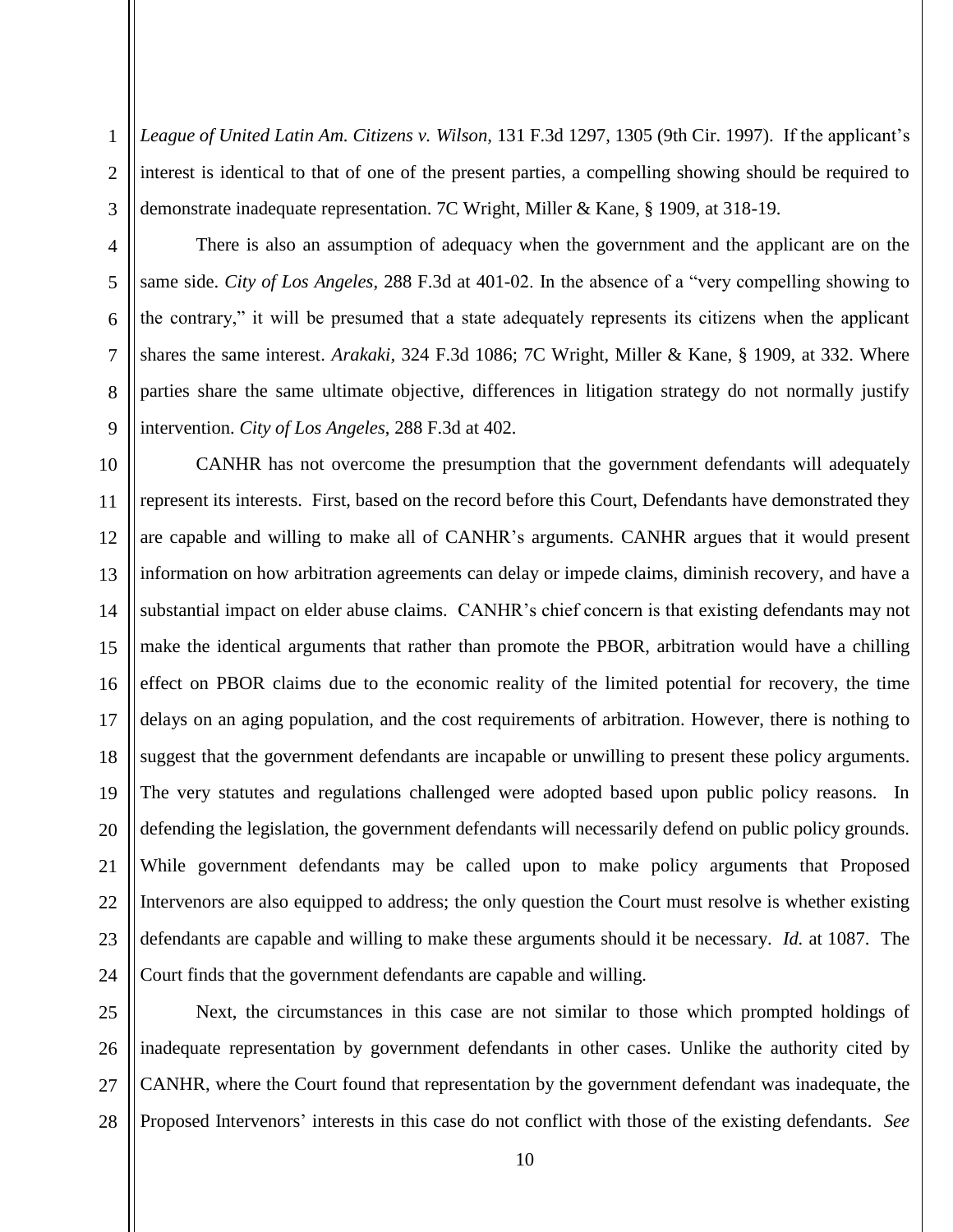*League of United Latin Am. Citizens v. Wilson*, 131 F.3d 1297, 1305 (9th Cir. 1997). If the applicant's interest is identical to that of one of the present parties, a compelling showing should be required to demonstrate inadequate representation. 7C Wright, Miller & Kane, § 1909, at 318-19.

There is also an assumption of adequacy when the government and the applicant are on the same side. *City of Los Angeles*, 288 F.3d at 401-02. In the absence of a "very compelling showing to the contrary," it will be presumed that a state adequately represents its citizens when the applicant shares the same interest. *Arakaki*, 324 F.3d 1086; 7C Wright, Miller & Kane, § 1909, at 332. Where parties share the same ultimate objective, differences in litigation strategy do not normally justify intervention. *City of Los Angeles*, 288 F.3d at 402.

CANHR has not overcome the presumption that the government defendants will adequately represent its interests. First, based on the record before this Court, Defendants have demonstrated they are capable and willing to make all of CANHR's arguments. CANHR argues that it would present information on how arbitration agreements can delay or impede claims, diminish recovery, and have a substantial impact on elder abuse claims. CANHR's chief concern is that existing defendants may not make the identical arguments that rather than promote the PBOR, arbitration would have a chilling effect on PBOR claims due to the economic reality of the limited potential for recovery, the time delays on an aging population, and the cost requirements of arbitration. However, there is nothing to suggest that the government defendants are incapable or unwilling to present these policy arguments. The very statutes and regulations challenged were adopted based upon public policy reasons. In defending the legislation, the government defendants will necessarily defend on public policy grounds. While government defendants may be called upon to make policy arguments that Proposed Intervenors are also equipped to address; the only question the Court must resolve is whether existing defendants are capable and willing to make these arguments should it be necessary. *Id.* at 1087. The Court finds that the government defendants are capable and willing.

Next, the circumstances in this case are not similar to those which prompted holdings of inadequate representation by government defendants in other cases. Unlike the authority cited by CANHR, where the Court found that representation by the government defendant was inadequate, the Proposed Intervenors' interests in this case do not conflict with those of the existing defendants. *See*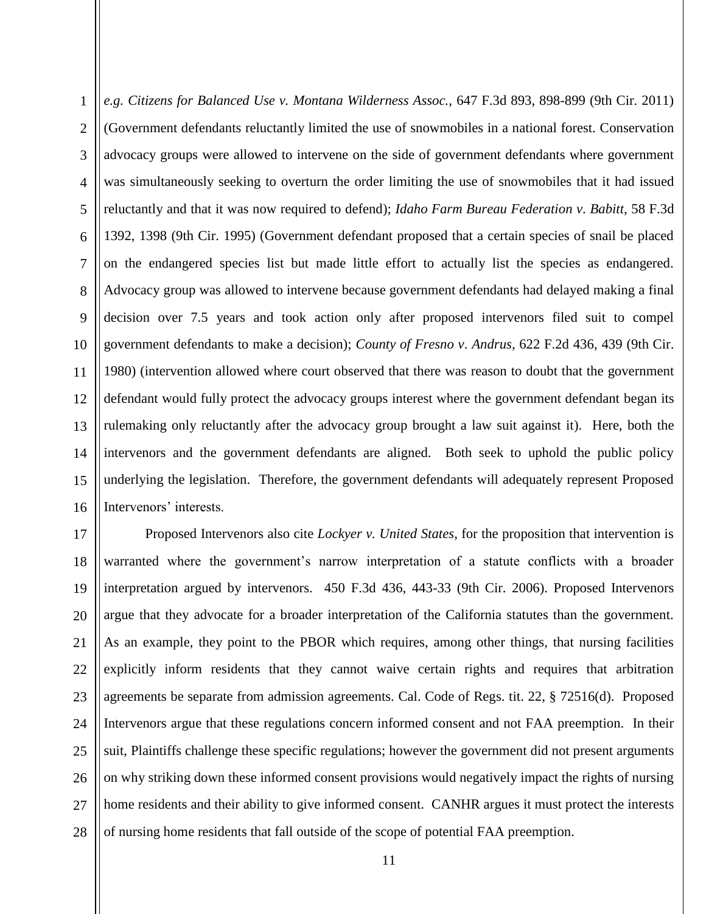*e.g. Citizens for Balanced Use v. Montana Wilderness Assoc.*, 647 F.3d 893, 898-899 (9th Cir. 2011) (Government defendants reluctantly limited the use of snowmobiles in a national forest. Conservation advocacy groups were allowed to intervene on the side of government defendants where government was simultaneously seeking to overturn the order limiting the use of snowmobiles that it had issued reluctantly and that it was now required to defend); *Idaho Farm Bureau Federation v. Babitt*, 58 F.3d 1392, 1398 (9th Cir. 1995) (Government defendant proposed that a certain species of snail be placed on the endangered species list but made little effort to actually list the species as endangered. Advocacy group was allowed to intervene because government defendants had delayed making a final decision over 7.5 years and took action only after proposed intervenors filed suit to compel government defendants to make a decision); *County of Fresno v. Andrus*, 622 F.2d 436, 439 (9th Cir. 1980) (intervention allowed where court observed that there was reason to doubt that the government defendant would fully protect the advocacy groups interest where the government defendant began its rulemaking only reluctantly after the advocacy group brought a law suit against it). Here, both the intervenors and the government defendants are aligned. Both seek to uphold the public policy underlying the legislation. Therefore, the government defendants will adequately represent Proposed Intervenors' interests.

Proposed Intervenors also cite *Lockyer v. United States*, for the proposition that intervention is warranted where the government's narrow interpretation of a statute conflicts with a broader interpretation argued by intervenors. 450 F.3d 436, 443-33 (9th Cir. 2006). Proposed Intervenors argue that they advocate for a broader interpretation of the California statutes than the government. As an example, they point to the PBOR which requires, among other things, that nursing facilities explicitly inform residents that they cannot waive certain rights and requires that arbitration agreements be separate from admission agreements. Cal. Code of Regs. tit. 22, § 72516(d). Proposed Intervenors argue that these regulations concern informed consent and not FAA preemption. In their suit, Plaintiffs challenge these specific regulations; however the government did not present arguments on why striking down these informed consent provisions would negatively impact the rights of nursing home residents and their ability to give informed consent. CANHR argues it must protect the interests of nursing home residents that fall outside of the scope of potential FAA preemption.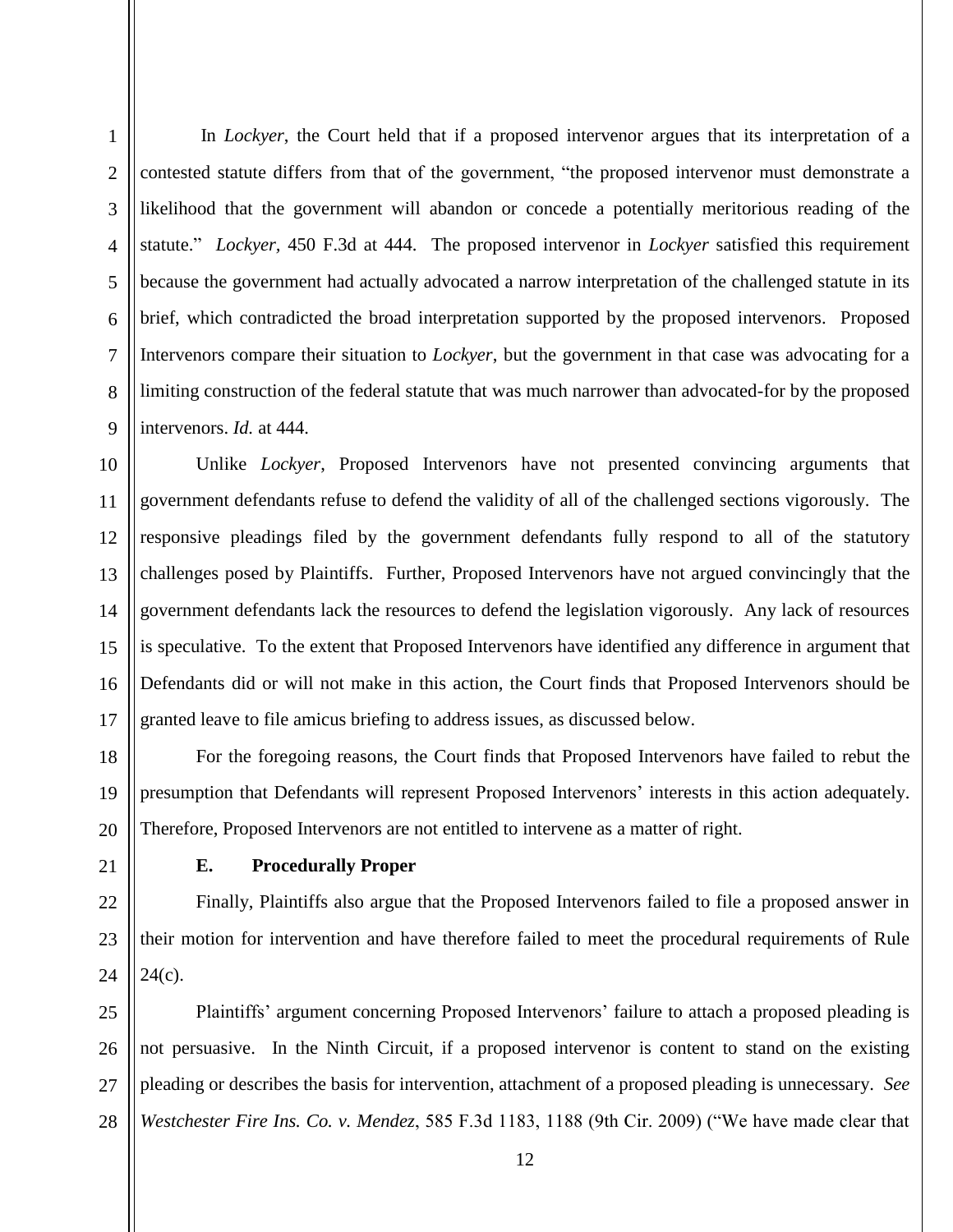In *Lockyer*, the Court held that if a proposed intervenor argues that its interpretation of a contested statute differs from that of the government, "the proposed intervenor must demonstrate a likelihood that the government will abandon or concede a potentially meritorious reading of the statute." *Lockyer*, 450 F.3d at 444. The proposed intervenor in *Lockyer* satisfied this requirement because the government had actually advocated a narrow interpretation of the challenged statute in its brief, which contradicted the broad interpretation supported by the proposed intervenors. Proposed Intervenors compare their situation to *Lockyer*, but the government in that case was advocating for a limiting construction of the federal statute that was much narrower than advocated-for by the proposed intervenors. *Id.* at 444.

Unlike *Lockyer*, Proposed Intervenors have not presented convincing arguments that government defendants refuse to defend the validity of all of the challenged sections vigorously. The responsive pleadings filed by the government defendants fully respond to all of the statutory challenges posed by Plaintiffs. Further, Proposed Intervenors have not argued convincingly that the government defendants lack the resources to defend the legislation vigorously. Any lack of resources is speculative. To the extent that Proposed Intervenors have identified any difference in argument that Defendants did or will not make in this action, the Court finds that Proposed Intervenors should be granted leave to file amicus briefing to address issues, as discussed below.

For the foregoing reasons, the Court finds that Proposed Intervenors have failed to rebut the presumption that Defendants will represent Proposed Intervenors' interests in this action adequately. Therefore, Proposed Intervenors are not entitled to intervene as a matter of right.

### E. Procedurally Proper

Finally, Plaintiffs also argue that the Proposed Intervenors failed to file a proposed answer in their motion for intervention and have therefore failed to meet the procedural requirements of Rule 24(c).

Plaintiffs' argument concerning Proposed Intervenors' failure to attach a proposed pleading is not persuasive. In the Ninth Circuit, if a proposed intervenor is content to stand on the existing pleading or describes the basis for intervention, attachment of a proposed pleading is unnecessary. *See Westchester Fire Ins. Co. v. Mendez*, 585 F.3d 1183, 1188 (9th Cir. 2009) ("We have made clear that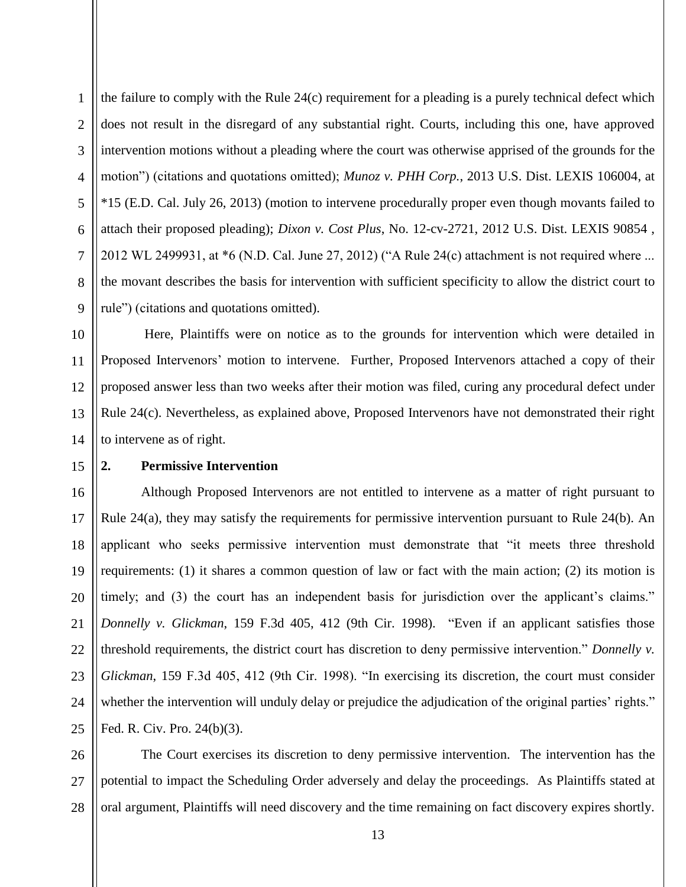the failure to comply with the Rule 24(c) requirement for a pleading is a purely technical defect which does not result in the disregard of any substantial right. Courts, including this one, have approved intervention motions without a pleading where the court was otherwise apprised of the grounds for the motion") (citations and quotations omitted); *Munoz v. PHH Corp.*, 2013 U.S. Dist. LEXIS 106004, at *15 (E.D. Cal. July 26, 2013) (motion to intervene procedurally proper even though movants failed to attach their proposed pleading); *Dixon v. Cost Plus*, No. 12-cv-2721, 2012 U.S. Dist. LEXIS 90854 , 2012 WL 2499931, at *6 (N.D. Cal. June 27, 2012) ("A Rule 24(c) attachment is not required where ... the movant describes the basis for intervention with sufficient specificity to allow the district court to rule") (citations and quotations omitted).

Here, Plaintiffs were on notice as to the grounds for intervention which were detailed in Proposed Intervenors' motion to intervene. Further, Proposed Intervenors attached a copy of their proposed answer less than two weeks after their motion was filed, curing any procedural defect under Rule 24(c). Nevertheless, as explained above, Proposed Intervenors have not demonstrated their right to intervene as of right.

**2. Permissive Intervention**

Although Proposed Intervenors are not entitled to intervene as a matter of right pursuant to Rule 24(a), they may satisfy the requirements for permissive intervention pursuant to Rule 24(b). An applicant who seeks permissive intervention must demonstrate that "it meets three threshold requirements: (1) it shares a common question of law or fact with the main action; (2) its motion is timely; and (3) the court has an independent basis for jurisdiction over the applicant's claims." *Donnelly v. Glickman*, 159 F.3d 405, 412 (9th Cir. 1998). "Even if an applicant satisfies those threshold requirements, the district court has discretion to deny permissive intervention." *Donnelly v. Glickman*, 159 F.3d 405, 412 (9th Cir. 1998). "In exercising its discretion, the court must consider whether the intervention will unduly delay or prejudice the adjudication of the original parties' rights." Fed. R. Civ. Pro. 24(b)(3).

The Court exercises its discretion to deny permissive intervention. The intervention has the potential to impact the Scheduling Order adversely and delay the proceedings. As Plaintiffs stated at oral argument, Plaintiffs will need discovery and the time remaining on fact discovery expires shortly.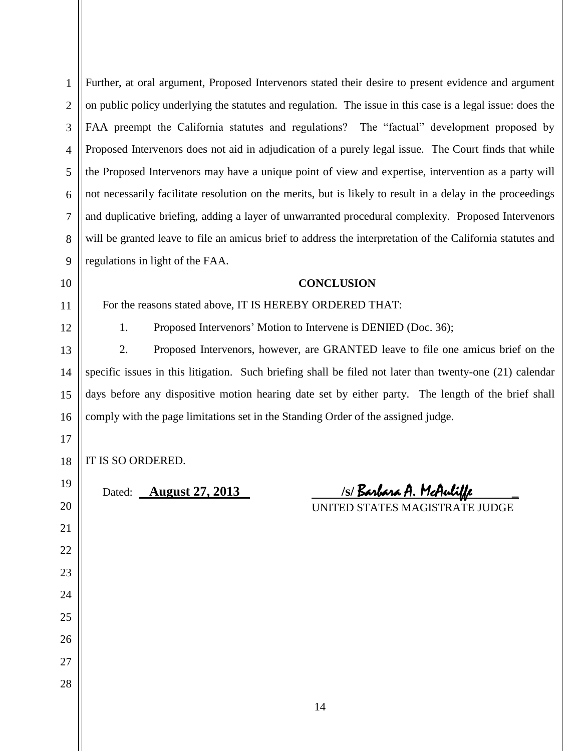Further, at oral argument, Proposed Intervenors stated their desire to present evidence and argument on public policy underlying the statutes and regulation. The issue in this case is a legal issue: does the FAA preempt the California statutes and regulations? The "factual" development proposed by Proposed Intervenors does not aid in adjudication of a purely legal issue. The Court finds that while the Proposed Intervenors may have a unique point of view and expertise, intervention as a party will not necessarily facilitate resolution on the merits, but is likely to result in a delay in the proceedings and duplicative briefing, adding a layer of unwarranted procedural complexity. Proposed Intervenors will be granted leave to file an amicus brief to address the interpretation of the California statutes and regulations in light of the FAA.

**CONCLUSION**

For the reasons stated above, IT IS HEREBY ORDERED THAT:

1. Proposed Intervenors' Motion to Intervene is DENIED (Doc. 36);

2. Proposed Intervenors, however, are GRANTED leave to file one amicus brief on the specific issues in this litigation. Such briefing shall be filed not later than twenty-one (21) calendar days before any dispositive motion hearing date set by either party. The length of the brief shall comply with the page limitations set in the Standing Order of the assigned judge.

IT IS SO ORDERED.

Dated: **August 27, 2013**

**/s/** Barbara A. McAuliffe
UNITED STATES MAGISTRATE JUDGE